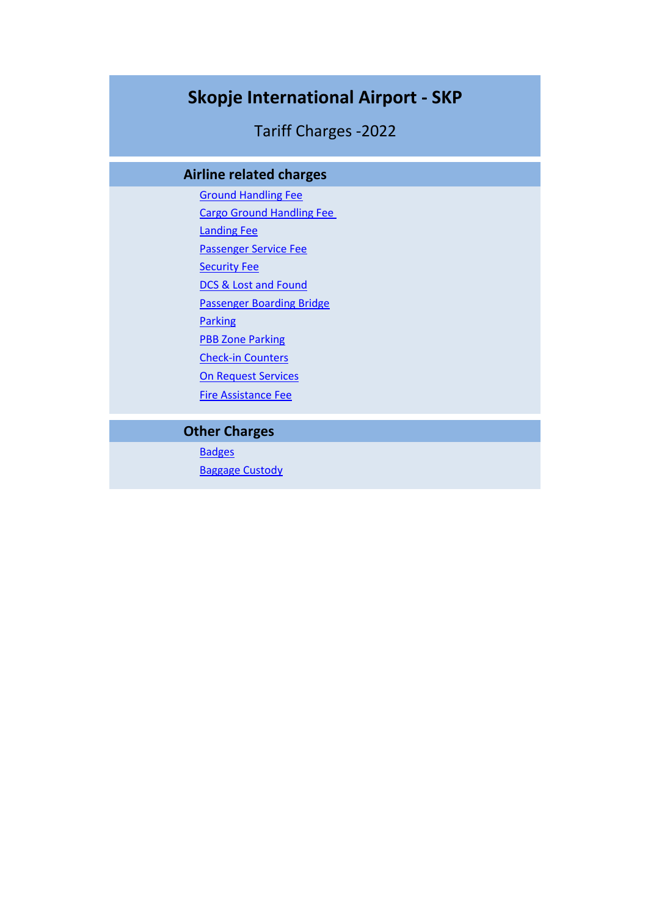# Skopje International Airport - SKP

Tariff Charges -2022

## Airline related charges

- Ground Handling Fee
- Cargo Ground Handling Fee
- Landing Fee
- Passenger Service Fee
- Security Fee
- DCS & Lost and Found
- Passenger Boarding Bridge
- Parking
- PBB Zone Parking
- Check-in Counters
- On Request Services
- Fire Assistance Fee

## Other Charges

- Badges
- Baggage Custody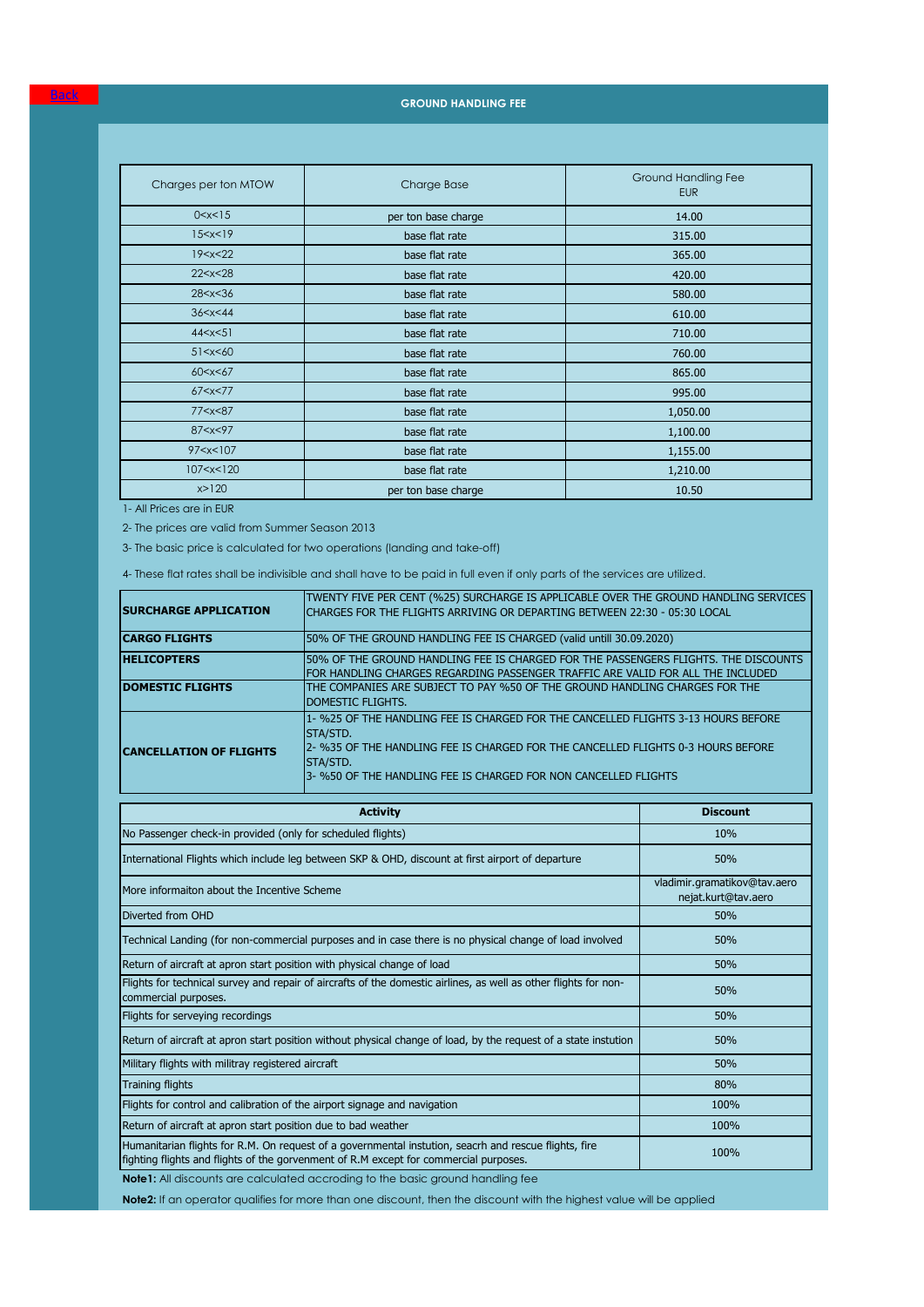Back

## GROUND HANDLING FEE

| Charges per ton MTOW | Charge Base | Ground Handling Fee EUR |
|---|---|---|
| 0<x<15 | per ton base charge | 14.00 |
| 15<x<19 | base flat rate | 315.00 |
| 19<x<22 | base flat rate | 365.00 |
| 22<x<28 | base flat rate | 420.00 |
| 28<x<36 | base flat rate | 580.00 |
| 36<x<44 | base flat rate | 610.00 |
| 44<x<51 | base flat rate | 710.00 |
| 51<x<60 | base flat rate | 760.00 |
| 60<x<67 | base flat rate | 865.00 |
| 67<x<77 | base flat rate | 995.00 |
| 77<x<87 | base flat rate | 1,050.00 |
| 87<x<97 | base flat rate | 1,100.00 |
| 97<x<107 | base flat rate | 1,155.00 |
| 107<x<120 | base flat rate | 1,210.00 |
| x>120 | per ton base charge | 10.50 |

1- All Prices are in EUR

2- The prices are valid from Summer Season 2013

3- The basic price is calculated for two operations (landing and take-off)

4- These flat rates shall be indivisible and shall have to be paid in full even if only parts of the services are utilized.

| | |
|---|---|
| **SURCHARGE APPLICATION** | TWENTY FIVE PER CENT (%25) SURCHARGE IS APPLICABLE OVER THE GROUND HANDLING SERVICES CHARGES FOR THE FLIGHTS ARRIVING OR DEPARTING BETWEEN 22:30 - 05:30 LOCAL |
| **CARGO FLIGHTS** | 50% OF THE GROUND HANDLING FEE IS CHARGED (valid untill 30.09.2020) |
| **HELICOPTERS** | 50% OF THE GROUND HANDLING FEE IS CHARGED FOR THE PASSENGERS FLIGHTS. THE DISCOUNTS FOR HANDLING CHARGES REGARDING PASSENGER TRAFFIC ARE VALID FOR ALL THE INCLUDED |
| **DOMESTIC FLIGHTS** | THE COMPANIES ARE SUBJECT TO PAY %50 OF THE GROUND HANDLING CHARGES FOR THE DOMESTIC FLIGHTS. |
| **CANCELLATION OF FLIGHTS** | 1- %25 OF THE HANDLING FEE IS CHARGED FOR THE CANCELLED FLIGHTS 3-13 HOURS BEFORE STA/STD.<br>2- %35 OF THE HANDLING FEE IS CHARGED FOR THE CANCELLED FLIGHTS 0-3 HOURS BEFORE STA/STD.<br>3- %50 OF THE HANDLING FEE IS CHARGED FOR NON CANCELLED FLIGHTS |

| Activity | Discount |
|---|---|
| No Passenger check-in provided (only for scheduled flights) | 10% |
| International Flights which include leg between SKP & OHD, discount at first airport of departure | 50% |
| More informaiton about the Incentive Scheme | vladimir.gramatikov@tav.aero<br>nejat.kurt@tav.aero |
| Diverted from OHD | 50% |
| Technical Landing (for non-commercial purposes and in case there is no physical change of load involved | 50% |
| Return of aircraft at apron start position with physical change of load | 50% |
| Flights for technical survey and repair of aircrafts of the domestic airlines, as well as other flights for non-commercial purposes. | 50% |
| Flights for serveying recordings | 50% |
| Return of aircraft at apron start position without physical change of load, by the request of a state instution | 50% |
| Military flights with militray registered aircraft | 50% |
| Training flights | 80% |
| Flights for control and calibration of the airport signage and navigation | 100% |
| Return of aircraft at apron start position due to bad weather | 100% |
| Humanitarian flights for R.M. On request of a governmental instution, seacrh and rescue flights, fire fighting flights and flights of the gorvenment of R.M except for commercial purposes. | 100% |

**Note1:** All discounts are calculated accroding to the basic ground handling fee

**Note2:** If an operator qualifies for more than one discount, then the discount with the highest value will be applied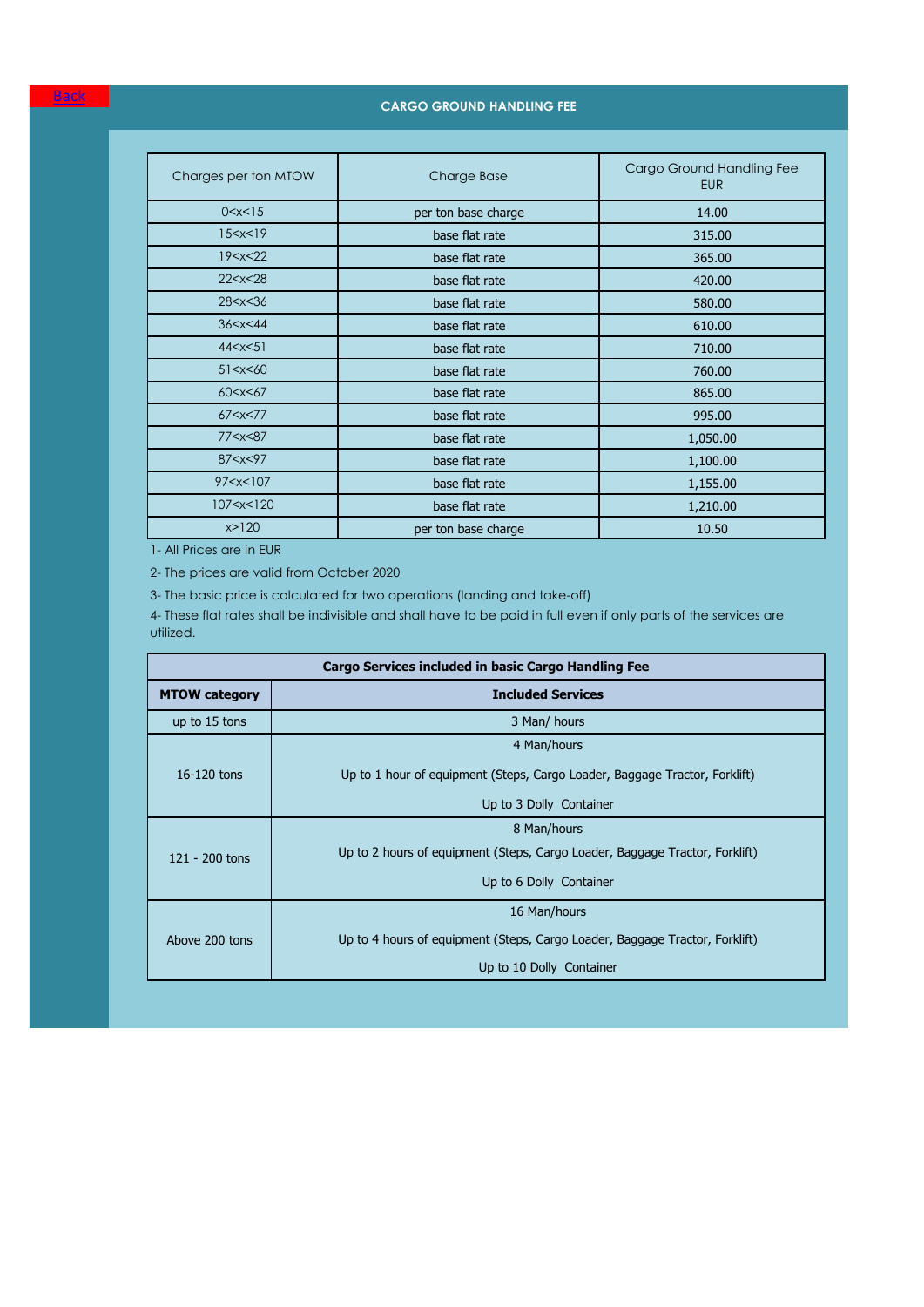Back

# CARGO GROUND HANDLING FEE

| Charges per ton MTOW | Charge Base | Cargo Ground Handling Fee EUR |
|---|---|---|
| 0<x<15 | per ton base charge | 14.00 |
| 15<x<19 | base flat rate | 315.00 |
| 19<x<22 | base flat rate | 365.00 |
| 22<x<28 | base flat rate | 420.00 |
| 28<x<36 | base flat rate | 580.00 |
| 36<x<44 | base flat rate | 610.00 |
| 44<x<51 | base flat rate | 710.00 |
| 51<x<60 | base flat rate | 760.00 |
| 60<x<67 | base flat rate | 865.00 |
| 67<x<77 | base flat rate | 995.00 |
| 77<x<87 | base flat rate | 1,050.00 |
| 87<x<97 | base flat rate | 1,100.00 |
| 97<x<107 | base flat rate | 1,155.00 |
| 107<x<120 | base flat rate | 1,210.00 |
| x>120 | per ton base charge | 10.50 |

1- All Prices are in EUR

2- The prices are valid from October 2020

3- The basic price is calculated for two operations (landing and take-off)

4- These flat rates shall be indivisible and shall have to be paid in full even if only parts of the services are utilized.

| Cargo Services included in basic Cargo Handling Fee | |
|---|---|
| **MTOW category** | **Included Services** |
| up to 15 tons | 3 Man/ hours |
| 16-120 tons | 4 Man/hours<br>Up to 1 hour of equipment (Steps, Cargo Loader, Baggage Tractor, Forklift)<br>Up to 3 Dolly Container |
| 121 - 200 tons | 8 Man/hours<br>Up to 2 hours of equipment (Steps, Cargo Loader, Baggage Tractor, Forklift)<br>Up to 6 Dolly Container |
| Above 200 tons | 16 Man/hours<br>Up to 4 hours of equipment (Steps, Cargo Loader, Baggage Tractor, Forklift)<br>Up to 10 Dolly Container |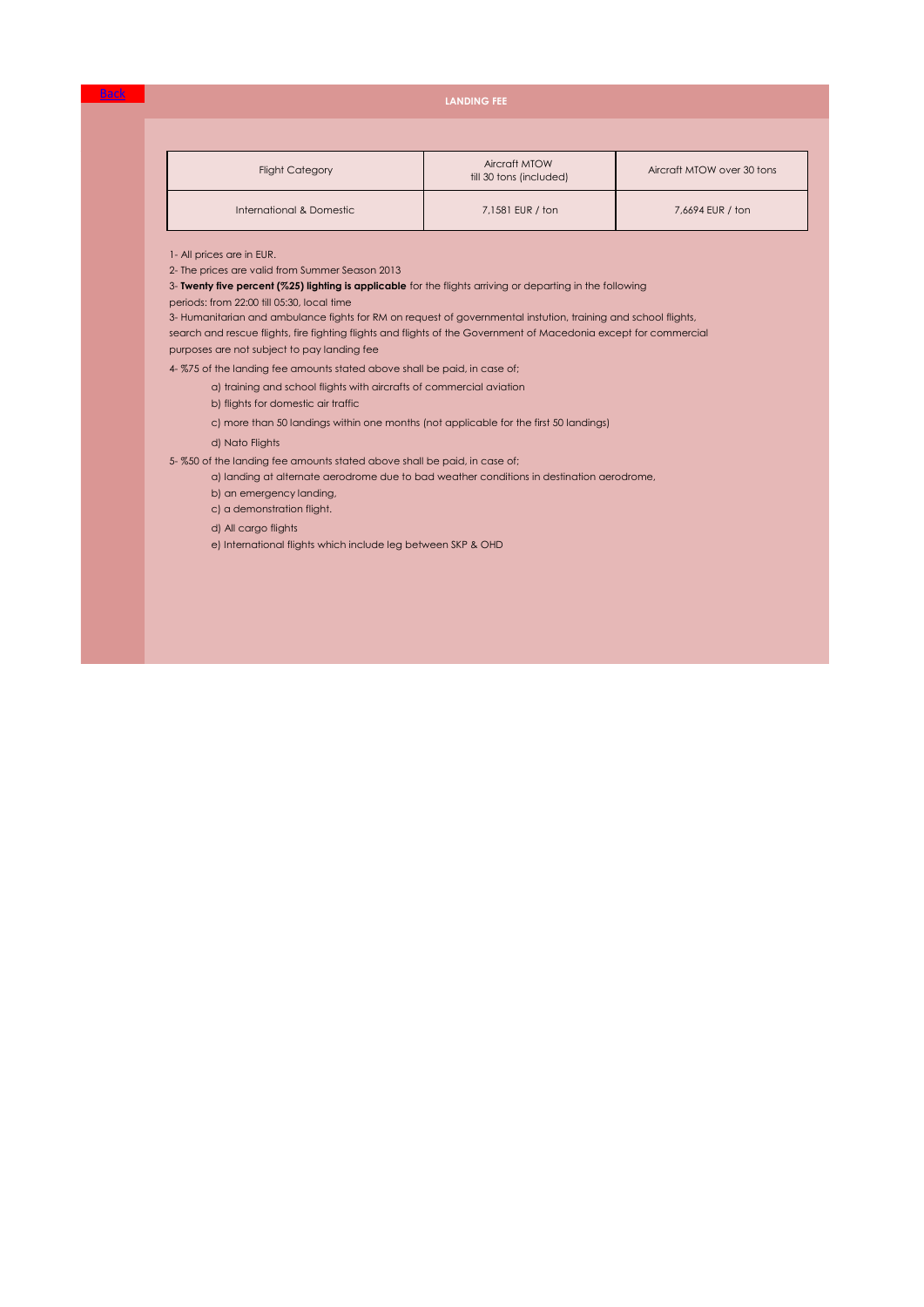Back

## LANDING FEE

| Flight Category | Aircraft MTOW till 30 tons (included) | Aircraft MTOW over 30 tons |
| --- | --- | --- |
| International & Domestic | 7,1581 EUR / ton | 7,6694 EUR / ton |

1- All prices are in EUR.

2- The prices are valid from Summer Season 2013

3- **Twenty five percent (%25) lighting is applicable** for the flights arriving or departing in the following periods: from 22:00 till 05:30, local time

3- Humanitarian and ambulance fights for RM on request of governmental instution, training and school flights, search and rescue flights, fire fighting flights and flights of the Government of Macedonia except for commercial purposes are not subject to pay landing fee

4- %75 of the landing fee amounts stated above shall be paid, in case of;

- a) training and school flights with aircrafts of commercial aviation
- b) flights for domestic air traffic
- c) more than 50 landings within one months (not applicable for the first 50 landings)
- d) Nato Flights

5- %50 of the landing fee amounts stated above shall be paid, in case of;

- a) landing at alternate aerodrome due to bad weather conditions in destination aerodrome,
- b) an emergency landing,
- c) a demonstration flight.
- d) All cargo flights
- e) International flights which include leg between SKP & OHD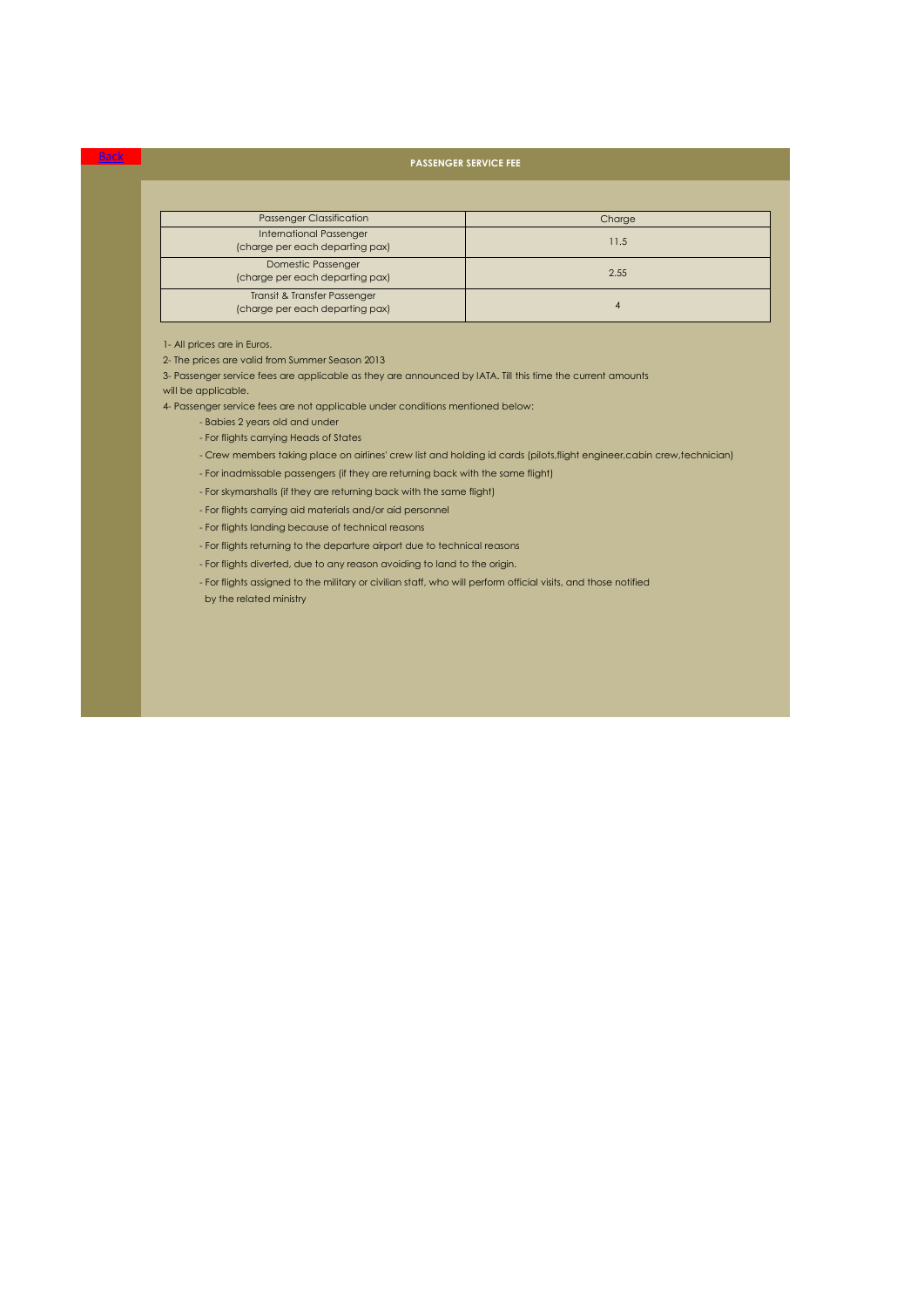Back

# PASSENGER SERVICE FEE

| Passenger Classification | Charge |
| --- | --- |
| International Passenger (charge per each departing pax) | 11.5 |
| Domestic Passenger (charge per each departing pax) | 2.55 |
| Transit & Transfer Passenger (charge per each departing pax) | 4 |

1- All prices are in Euros.

2- The prices are valid from Summer Season 2013

3- Passenger service fees are applicable as they are announced by IATA. Till this time the current amounts will be applicable.

4- Passenger service fees are not applicable under conditions mentioned below:

- Babies 2 years old and under
- For flights carrying Heads of States
- Crew members taking place on airlines' crew list and holding id cards (pilots,flight engineer,cabin crew,technician)
- For inadmissable passengers (if they are returning back with the same flight)
- For skymarshalls (if they are returning back with the same flight)
- For flights carrying aid materials and/or aid personnel
- For flights landing because of technical reasons
- For flights returning to the departure airport due to technical reasons
- For flights diverted, due to any reason avoiding to land to the origin.
- For flights assigned to the military or civilian staff, who will perform official visits, and those notified by the related ministry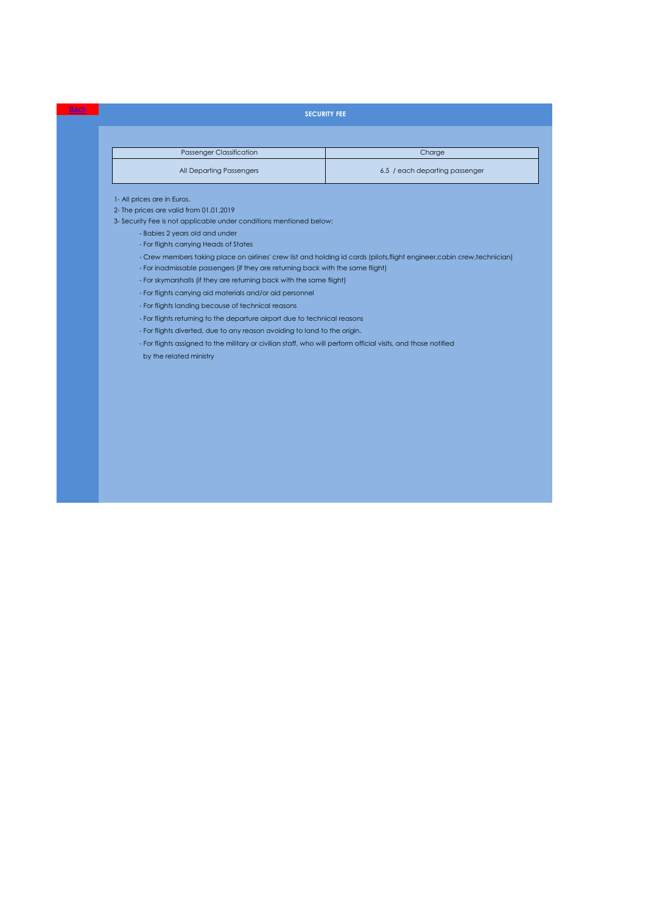Back

## SECURITY FEE

| Passenger Classification | Charge |
|---|---|
| All Departing Passengers | 6.5 / each departing passenger |

1- All prices are in Euros.

2- The prices are valid from 01.01.2019

3- Security Fee is not applicable under conditions mentioned below:

- Babies 2 years old and under
- For flights carrying Heads of States
- Crew members taking place on airlines' crew list and holding id cards (pilots,flight engineer,cabin crew,technician)
- For inadmissable passengers (if they are returning back with the same flight)
- For skymarshalls (if they are returning back with the same flight)
- For flights carrying aid materials and/or aid personnel
- For flights landing because of technical reasons
- For flights returning to the departure airport due to technical reasons
- For flights diverted, due to any reason avoiding to land to the origin.
- For flights assigned to the military or civilian staff, who will perform official visits, and those notified by the related ministry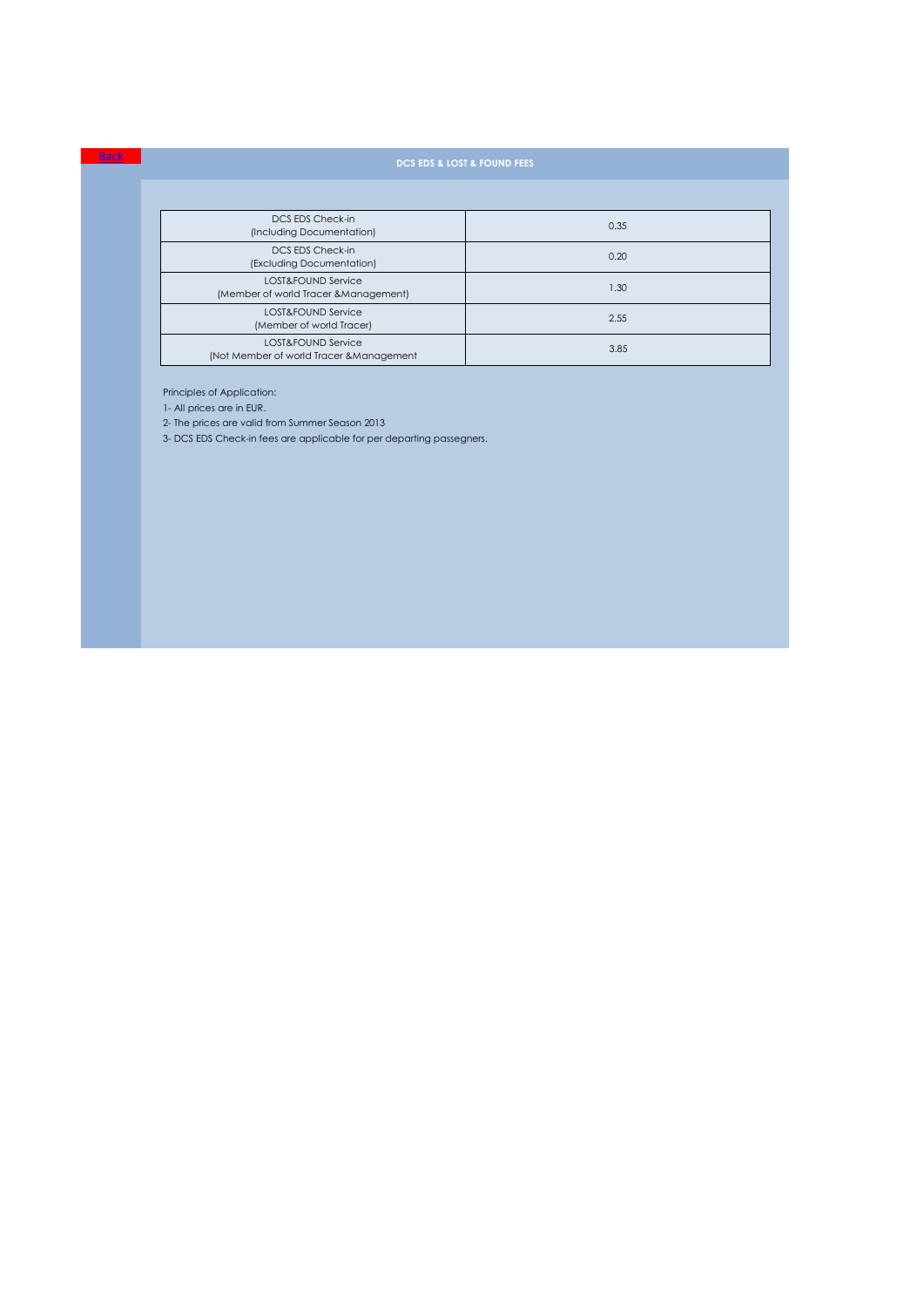Back

## DCS EDS & LOST & FOUND FEES

| Service | Fee |
|---|---|
| DCS EDS Check-in (Including Documentation) | 0.35 |
| DCS EDS Check-in (Excluding Documentation) | 0.20 |
| LOST&FOUND Service (Member of world Tracer &Management) | 1.30 |
| LOST&FOUND Service (Member of world Tracer) | 2.55 |
| LOST&FOUND Service (Not Member of world Tracer &Management | 3.85 |

Principles of Application:

1- All prices are in EUR.

2- The prices are valid from Summer Season 2013

3- DCS EDS Check-in fees are applicable for per departing passegners.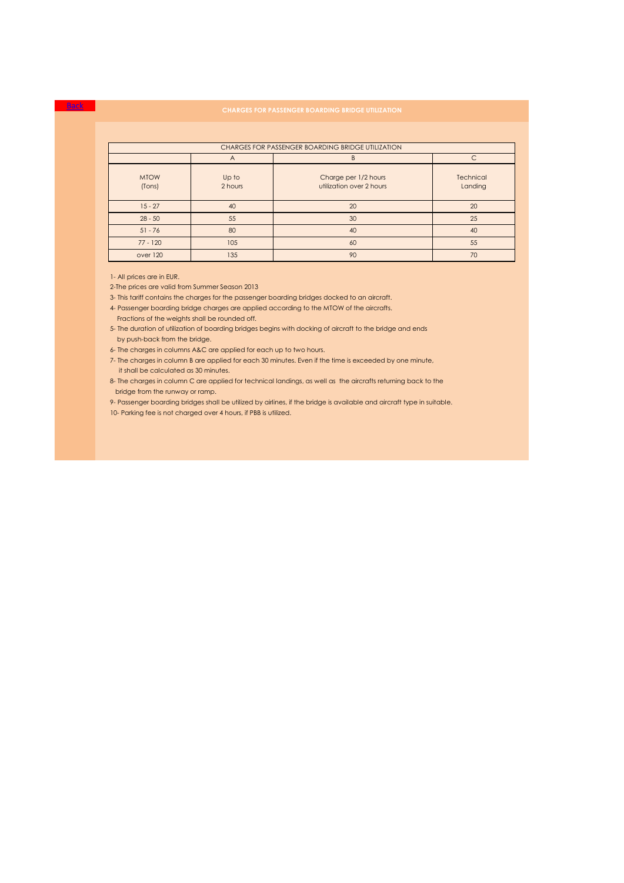Back

# CHARGES FOR PASSENGER BOARDING BRIDGE UTILIZATION

| CHARGES FOR PASSENGER BOARDING BRIDGE UTILIZATION | | | |
|---|---|---|---|
| | A | B | C |
| MTOW (Tons) | Up to 2 hours | Charge per 1/2 hours utilization over 2 hours | Technical Landing |
| 15 - 27 | 40 | 20 | 20 |
| 28 - 50 | 55 | 30 | 25 |
| 51 - 76 | 80 | 40 | 40 |
| 77 - 120 | 105 | 60 | 55 |
| over 120 | 135 | 90 | 70 |

1- All prices are in EUR.

2-The prices are valid from Summer Season 2013

3- This tariff contains the charges for the passenger boarding bridges docked to an aircraft.

4- Passenger boarding bridge charges are applied according to the MTOW of the aircrafts.
Fractions of the weights shall be rounded off.

5- The duration of utilization of boarding bridges begins with docking of aircraft to the bridge and ends by push-back from the bridge.

6- The charges in columns A&C are applied for each up to two hours.

7- The charges in column B are applied for each 30 minutes. Even if the time is exceeded by one minute, it shall be calculated as 30 minutes.

8- The charges in column C are applied for technical landings, as well as the aircrafts returning back to the bridge from the runway or ramp.

9- Passenger boarding bridges shall be utilized by airlines, if the bridge is available and aircraft type in suitable.

10- Parking fee is not charged over 4 hours, if PBB is utilized.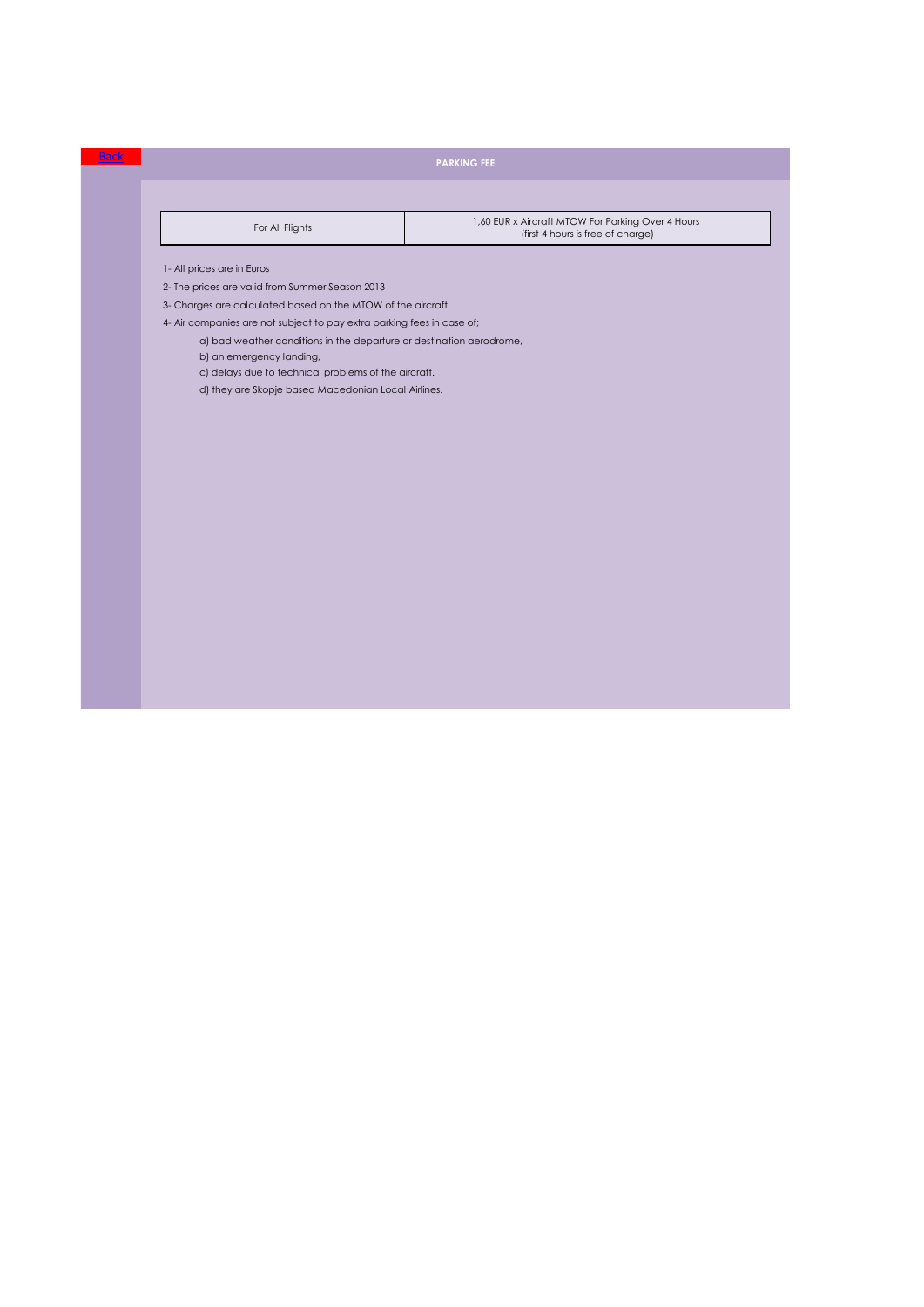Back

## PARKING FEE

| For All Flights | 1,60 EUR x Aircraft MTOW For Parking Over 4 Hours (first 4 hours is free of charge) |
|---|---|

1- All prices are in Euros

2- The prices are valid from Summer Season 2013

3- Charges are calculated based on the MTOW of the aircraft.

4- Air companies are not subject to pay extra parking fees in case of;

a) bad weather conditions in the departure or destination aerodrome,

b) an emergency landing,

c) delays due to technical problems of the aircraft.

d) they are Skopje based Macedonian Local Airlines.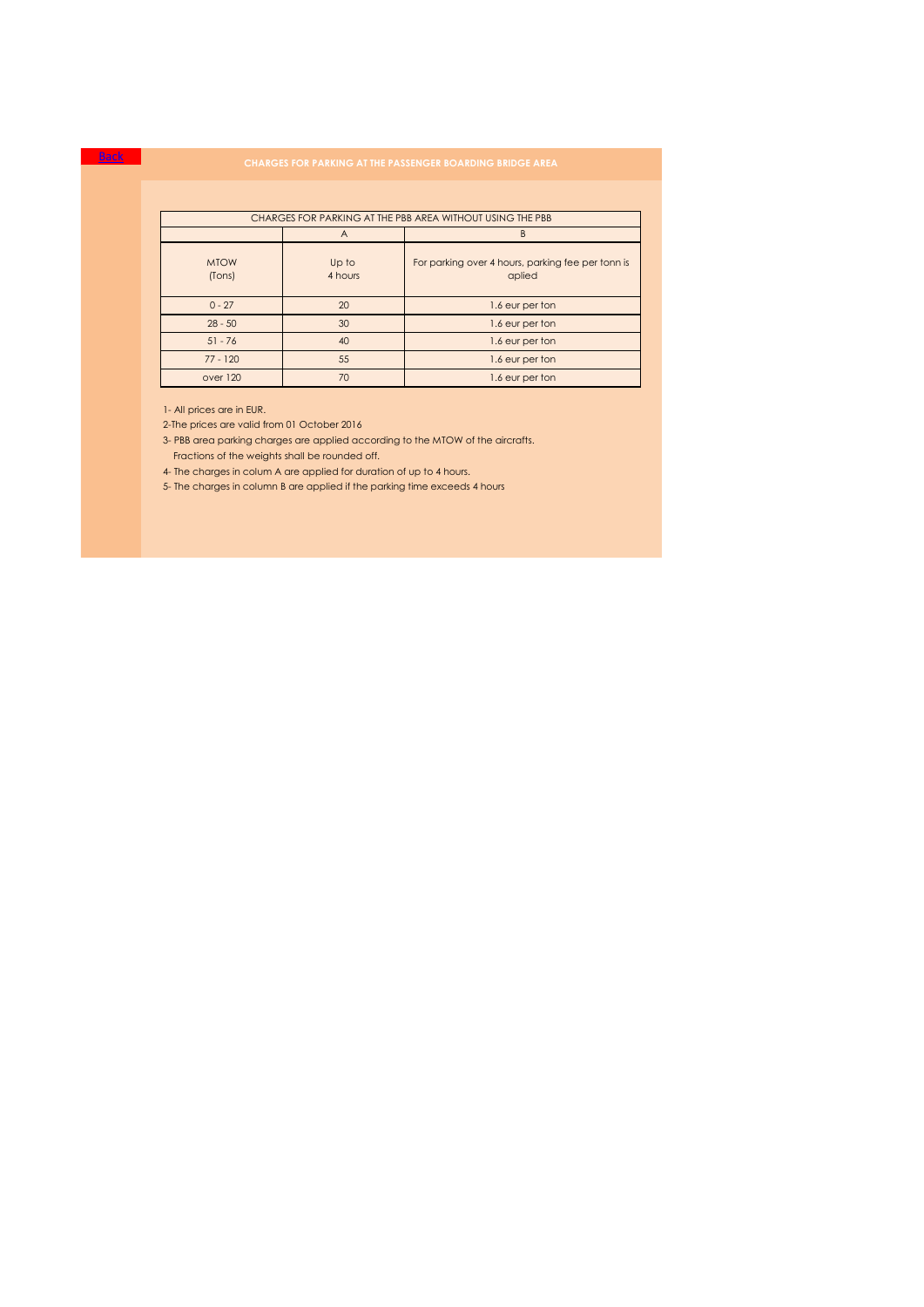Back

# CHARGES FOR PARKING AT THE PASSENGER BOARDING BRIDGE AREA

| CHARGES FOR PARKING AT THE PBB AREA WITHOUT USING THE PBB | | |
|---|---|---|
| | A | B |
| MTOW (Tons) | Up to 4 hours | For parking over 4 hours, parking fee per tonn is aplied |
| 0 - 27 | 20 | 1.6 eur per ton |
| 28 - 50 | 30 | 1.6 eur per ton |
| 51 - 76 | 40 | 1.6 eur per ton |
| 77 - 120 | 55 | 1.6 eur per ton |
| over 120 | 70 | 1.6 eur per ton |

1- All prices are in EUR.

2-The prices are valid from 01 October 2016

3- PBB area parking charges are applied according to the MTOW of the aircrafts.
Fractions of the weights shall be rounded off.

4- The charges in colum A are applied for duration of up to 4 hours.

5- The charges in column B are applied if the parking time exceeds 4 hours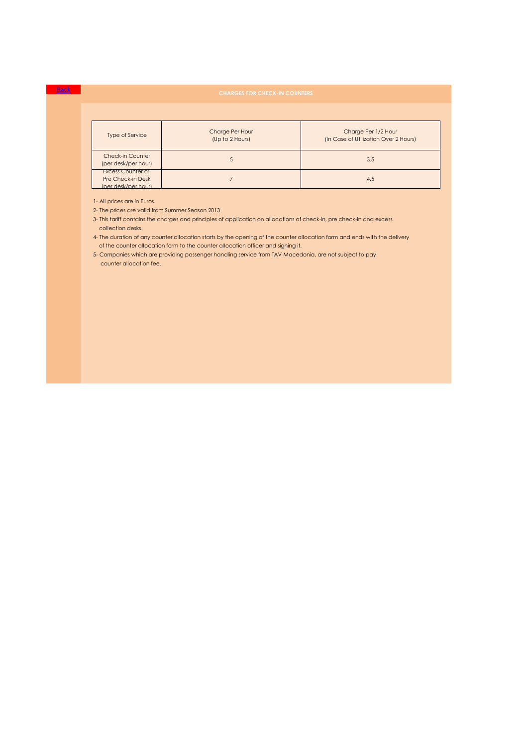Back

## CHARGES FOR CHECK-IN COUNTERS

| Type of Service | Charge Per Hour (Up to 2 Hours) | Charge Per 1/2 Hour (In Case of Utilization Over 2 Hours) |
|---|---|---|
| Check-in Counter (per desk/per hour) | 5 | 3.5 |
| Excess Counter or Pre Check-in Desk (per desk/per hour) | 7 | 4.5 |

1- All prices are in Euros.

2- The prices are valid from Summer Season 2013

3- This tariff contains the charges and principles of application on allocations of check-in, pre check-in and excess collection desks.

4- The duration of any counter allocation starts by the opening of the counter allocation form and ends with the delivery of the counter allocation form to the counter allocation officer and signing it.

5- Companies which are providing passenger handling service from TAV Macedonia, are not subject to pay counter allocation fee.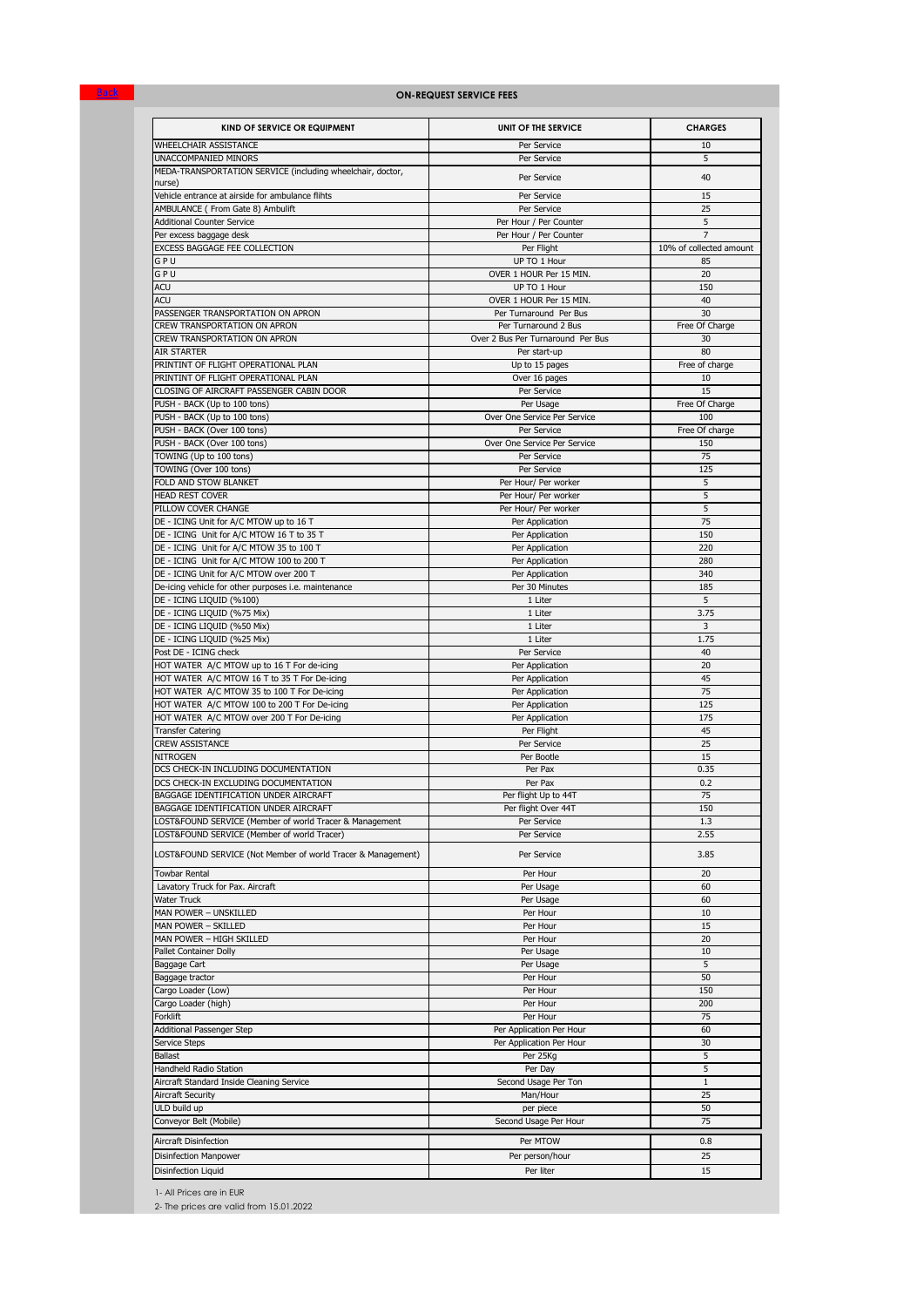Back

## ON-REQUEST SERVICE FEES

| KIND OF SERVICE OR EQUIPMENT | UNIT OF THE SERVICE | CHARGES |
|---|---|---|
| WHEELCHAIR ASSISTANCE | Per Service | 10 |
| UNACCOMPANIED MINORS | Per Service | 5 |
| MEDA-TRANSPORTATION SERVICE (including wheelchair, doctor, nurse) | Per Service | 40 |
| Vehicle entrance at airside for ambulance flihts | Per Service | 15 |
| AMBULANCE ( From Gate 8) Ambulift | Per Service | 25 |
| Additional Counter Service | Per Hour / Per Counter | 5 |
| Per excess baggage desk | Per Hour / Per Counter | 7 |
| EXCESS BAGGAGE FEE COLLECTION | Per Flight | 10% of collected amount |
| G P U | UP TO 1 Hour | 85 |
| G P U | OVER 1 HOUR Per 15 MIN. | 20 |
| ACU | UP TO 1 Hour | 150 |
| ACU | OVER 1 HOUR Per 15 MIN. | 40 |
| PASSENGER TRANSPORTATION ON APRON | Per Turnaround Per Bus | 30 |
| CREW TRANSPORTATION ON APRON | Per Turnaround 2 Bus | Free Of Charge |
| CREW TRANSPORTATION ON APRON | Over 2 Bus Per Turnaround Per Bus | 30 |
| AIR STARTER | Per start-up | 80 |
| PRINTINT OF FLIGHT OPERATIONAL PLAN | Up to 15 pages | Free of charge |
| PRINTINT OF FLIGHT OPERATIONAL PLAN | Over 16 pages | 10 |
| CLOSING OF AIRCRAFT PASSENGER CABIN DOOR | Per Service | 15 |
| PUSH - BACK (Up to 100 tons) | Per Usage | Free Of Charge |
| PUSH - BACK (Up to 100 tons) | Over One Service Per Service | 100 |
| PUSH - BACK (Over 100 tons) | Per Service | Free Of charge |
| PUSH - BACK (Over 100 tons) | Over One Service Per Service | 150 |
| TOWING (Up to 100 tons) | Per Service | 75 |
| TOWING (Over 100 tons) | Per Service | 125 |
| FOLD AND STOW BLANKET | Per Hour/ Per worker | 5 |
| HEAD REST COVER | Per Hour/ Per worker | 5 |
| PILLOW COVER CHANGE | Per Hour/ Per worker | 5 |
| DE - ICING Unit for A/C MTOW up to 16 T | Per Application | 75 |
| DE - ICING Unit for A/C MTOW 16 T to 35 T | Per Application | 150 |
| DE - ICING Unit for A/C MTOW 35 to 100 T | Per Application | 220 |
| DE - ICING Unit for A/C MTOW 100 to 200 T | Per Application | 280 |
| DE - ICING Unit for A/C MTOW over 200 T | Per Application | 340 |
| De-icing vicle for other purposes i.e. maintenance | Per 30 Minutes | 185 |
| DE - ICING LIQUID (%100) | 1 Liter | 5 |
| DE - ICING LIQUID (%75 Mix) | 1 Liter | 3.75 |
| DE - ICING LIQUID (%50 Mix) | 1 Liter | 3 |
| DE - ICING LIQUID (%25 Mix) | 1 Liter | 1.75 |
| Post DE - ICING check | Per Service | 40 |
| HOT WATER A/C MTOW up to 16 T For de-icing | Per Application | 20 |
| HOT WATER A/C MTOW 16 T to 35 T For De-icing | Per Application | 45 |
| HOT WATER A/C MTOW 35 to 100 T For De-icing | Per Application | 75 |
| HOT WATER A/C MTOW 100 to 200 T For De-icing | Per Application | 125 |
| HOT WATER A/C MTOW over 200 T For De-icing | Per Application | 175 |
| Transfer Catering | Per Flight | 45 |
| CREW ASSISTANCE | Per Service | 25 |
| NITROGEN | Per Bootle | 15 |
| DCS CHECK-IN INCLUDING DOCUMENTATION | Per Pax | 0.35 |
| DCS CHECK-IN EXCLUDING DOCUMENTATION | Per Pax | 0.2 |
| BAGGAGE IDENTIFICATION UNDER AIRCRAFT | Per flight Up to 44T | 75 |
| BAGGAGE IDENTIFICATION UNDER AIRCRAFT | Per flight Over 44T | 150 |
| LOST&FOUND SERVICE (Member of world Tracer & Management | Per Service | 1.3 |
| LOST&FOUND SERVICE (Member of world Tracer) | Per Service | 2.55 |
| LOST&FOUND SERVICE (Not Member of world Tracer & Management) | Per Service | 3.85 |
| Towbar Rental | Per Hour | 20 |
| Lavatory Truck for Pax. Aircraft | Per Usage | 60 |
| Water Truck | Per Usage | 60 |
| MAN POWER – UNSKILLED | Per Hour | 10 |
| MAN POWER – SKILLED | Per Hour | 15 |
| MAN POWER – HIGH SKILLED | Per Hour | 20 |
| Pallet Container Dolly | Per Usage | 10 |
| Baggage Cart | Per Usage | 5 |
| Baggage tractor | Per Hour | 50 |
| Cargo Loader (Low) | Per Hour | 150 |
| Cargo Loader (high) | Per Hour | 200 |
| Forklift | Per Hour | 75 |
| Additional Passenger Step | Per Application Per Hour | 60 |
| Service Steps | Per Application Per Hour | 30 |
| Ballast | Per 25Kg | 5 |
| Handheld Radio Station | Per Day | 5 |
| Aircraft Standard Inside Cleaning Service | Second Usage Per Ton | 1 |
| Aircraft Security | Man/Hour | 25 |
| ULD build up | per piece | 50 |
| Conveyor Belt (Mobile) | Second Usage Per Hour | 75 |
| Aircraft Disinfection | Per MTOW | 0.8 |
| Disinfection Manpower | Per person/hour | 25 |
| Disinfection Liquid | Per liter | 15 |

1- All Prices are in EUR

2- The prices are valid from 15.01.2022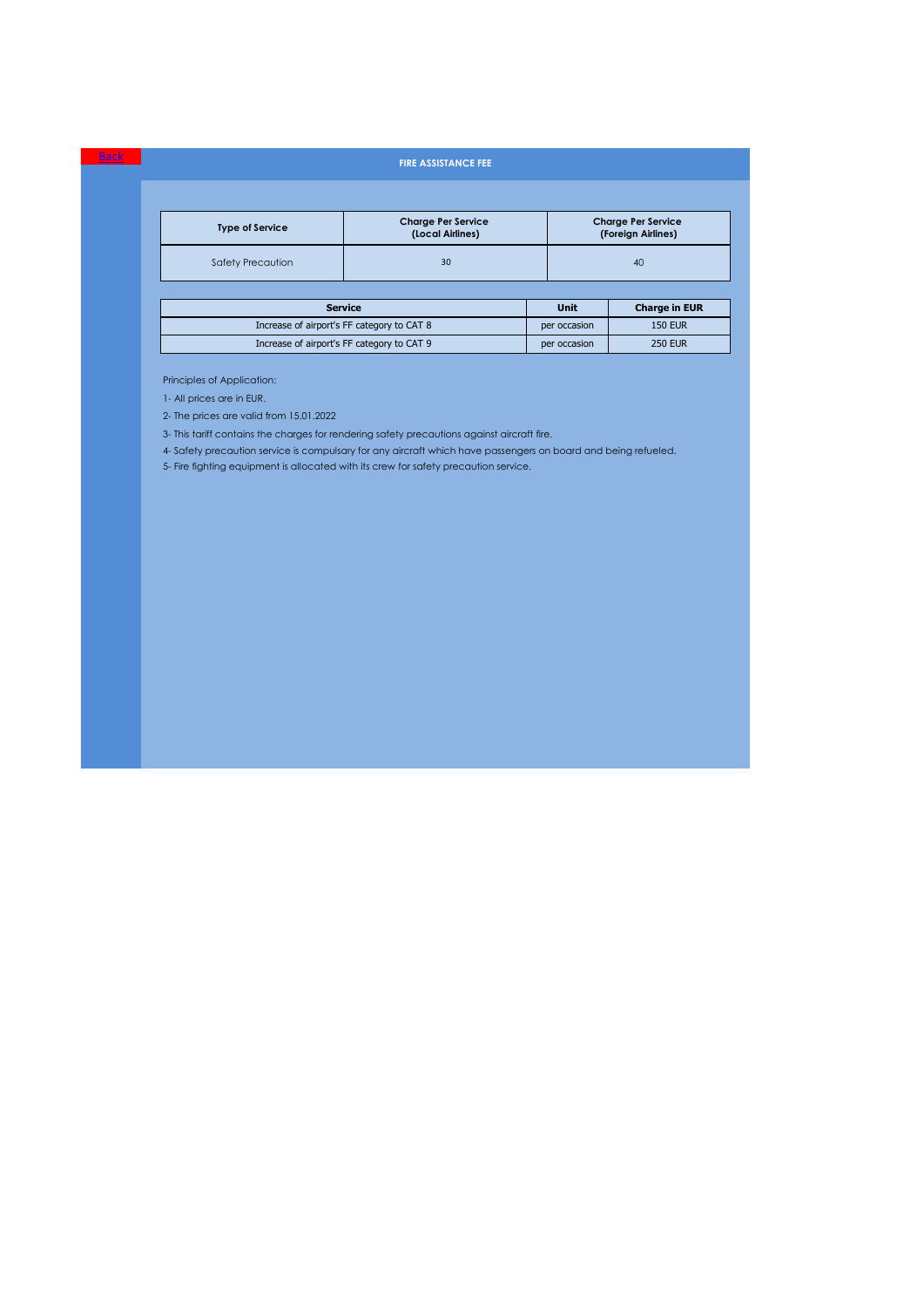Back

# FIRE ASSISTANCE FEE

| Type of Service | Charge Per Service (Local Airlines) | Charge Per Service (Foreign Airlines) |
|---|---|---|
| Safety Precaution | 30 | 40 |

| Service | Unit | Charge in EUR |
|---|---|---|
| Increase of airport's FF category to CAT 8 | per occasion | 150 EUR |
| Increase of airport's FF category to CAT 9 | per occasion | 250 EUR |

Principles of Application:

1- All prices are in EUR.

2- The prices are valid from 15.01.2022

3- This tariff contains the charges for rendering safety precautions against aircraft fire.

4- Safety precaution service is compulsary for any aircraft which have passengers on board and being refueled.

5- Fire fighting equipment is allocated with its crew for safety precaution service.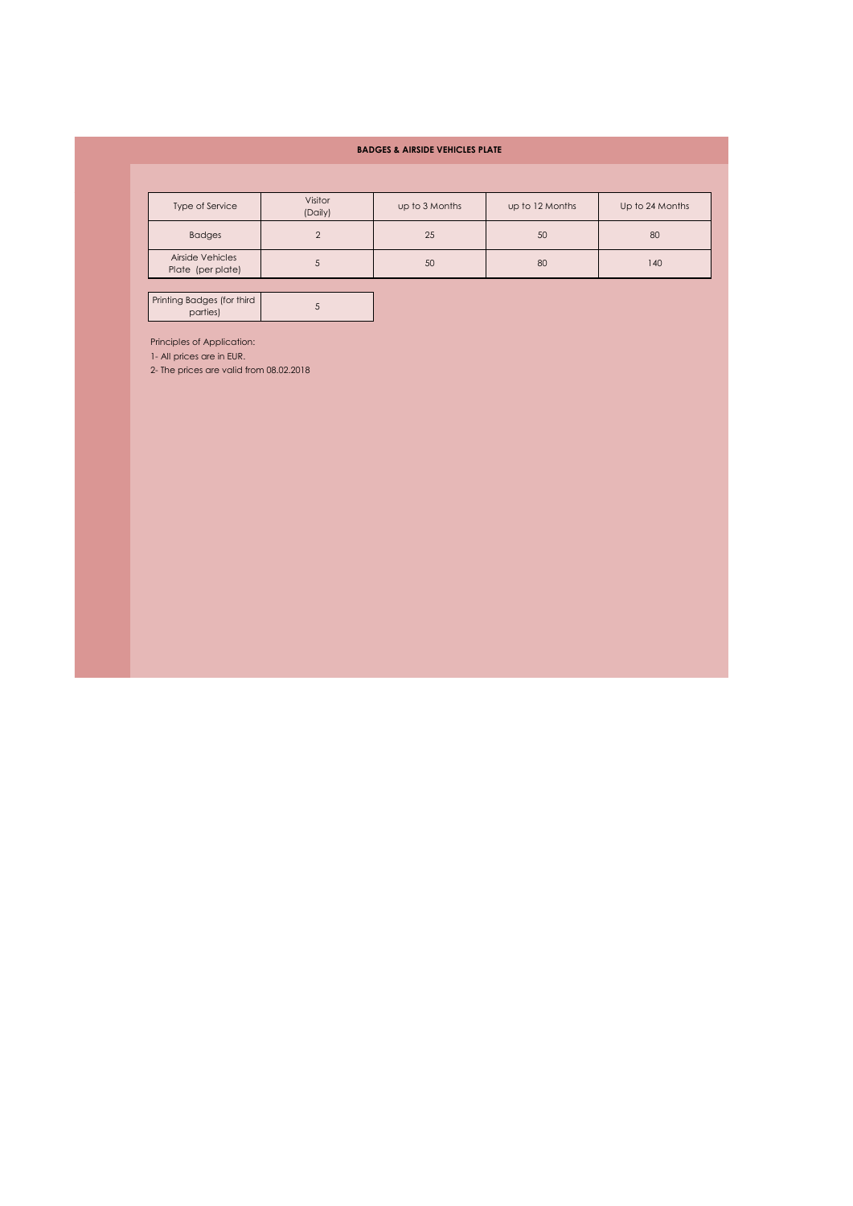## BADGES & AIRSIDE VEHICLES PLATE

| Type of Service | Visitor (Daily) | up to 3 Months | up to 12 Months | Up to 24 Months |
|---|---|---|---|---|
| Badges | 2 | 25 | 50 | 80 |
| Airside Vehicles Plate (per plate) | 5 | 50 | 80 | 140 |

| Printing Badges (for third parties) | 5 |
|---|---|

Principles of Application:

1- All prices are in EUR.

2- The prices are valid from 08.02.2018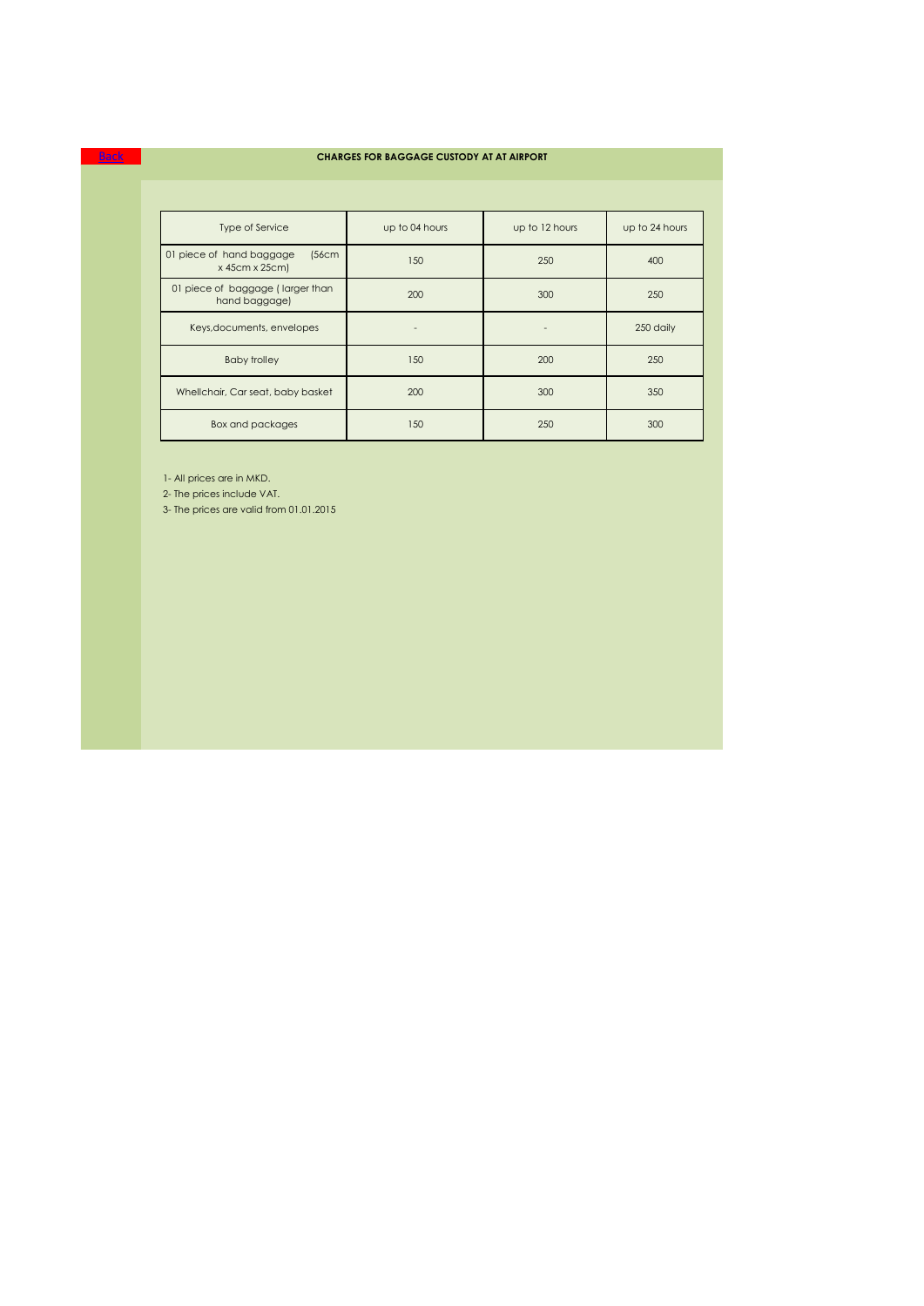Back

**CHARGES FOR BAGGAGE CUSTODY AT AT AIRPORT**

| Type of Service | up to 04 hours | up to 12 hours | up to 24 hours |
|---|---|---|---|
| 01 piece of hand baggage (56cm x 45cm x 25cm) | 150 | 250 | 400 |
| 01 piece of baggage ( larger than hand baggage) | 200 | 300 | 250 |
| Keys,documents, envelopes | - | - | 250 daily |
| Baby trolley | 150 | 200 | 250 |
| Whellchair, Car seat, baby basket | 200 | 300 | 350 |
| Box and packages | 150 | 250 | 300 |

1- All prices are in MKD.

2- The prices include VAT.

3- The prices are valid from 01.01.2015